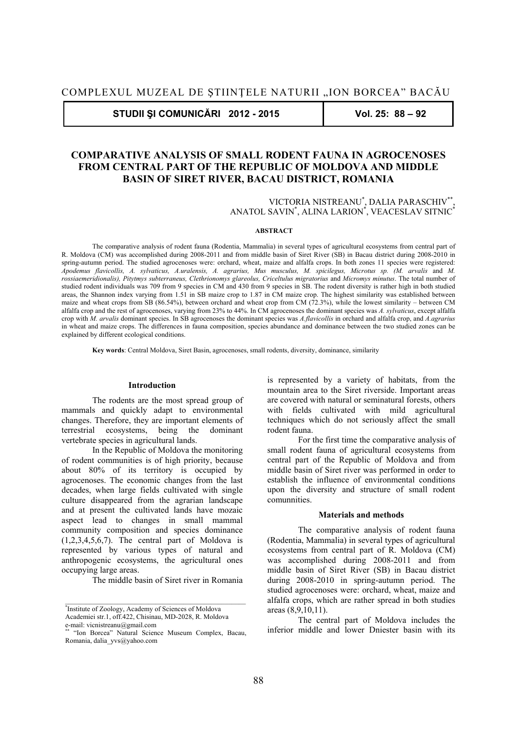# COMPARATIVE ANALYSIS OF SMALL RODENT FAUNA IN AGROCENOSES FROM CENTRAL PART OF THE REPUBLIC OF MOLDOVA AND MIDDLE BASIN OF SIRET RIVER, BACAU DISTRICT, ROMANIA

VICTORIA NISTREANU[*], DALIA PARASCHIV[**], ANATOL SAVIN[*], ALINA LARION[*], VEACESLAV SITNIC[*]

**ABSTRACT**

The comparative analysis of rodent fauna (Rodentia, Mammalia) in several types of agricultural ecosystems from central part of R. Moldova (CM) was accomplished during 2008-2011 and from middle basin of Siret River (SB) in Bacau district during 2008-2010 in spring-autumn period. The studied agrocenoses were: orchard, wheat, maize and alfalfa crops. In both zones 11 species were registered: *Apodemus flavicollis, A. sylvaticus, A.uralensis, A. agrarius, Mus musculus, M. spicilegus, Microtus sp. (M. arvalis* and *M. rossiaemeridionalis), Pitytmys subterraneus, Clethrionomys glareolus, Criceltulus migratorius* and *Micromys minutus*. The total number of studied rodent individuals was 709 from 9 species in CM and 430 from 9 species in SB. The rodent diversity is rather high in both studied areas, the Shannon index varying from 1.51 in SB maize crop to 1.87 in CM maize crop. The highest similarity was established between maize and wheat crops from SB (86.54%), between orchard and wheat crop from CM (72.3%), while the lowest similarity – between CM alfalfa crop and the rest of agrocenoses, varying from 23% to 44%. In CM agrocenoses the dominant species was *A. sylvaticus*, except alfalfa crop with *M. arvalis* dominant species. In SB agrocenoses the dominant species was *A.flavicollis* in orchard and alfalfa crop, and *A.agrarius* in wheat and maize crops. The differences in fauna composition, species abundance and dominance between the two studied zones can be explained by different ecological conditions.

**Key words**: Central Moldova, Siret Basin, agrocenoses, small rodents, diversity, dominance, similarity

## Introduction

The rodents are the most spread group of mammals and quickly adapt to environmental changes. Therefore, they are important elements of terrestrial ecosystems, being the dominant vertebrate species in agricultural lands.

In the Republic of Moldova the monitoring of rodent communities is of high priority, because about 80% of its territory is occupied by agrocenoses. The economic changes from the last decades, when large fields cultivated with single culture disappeared from the agrarian landscape and at present the cultivated lands have mozaic aspect lead to changes in small mammal community composition and species dominance (1,2,3,4,5,6,7). The central part of Moldova is represented by various types of natural and anthropogenic ecosystems, the agricultural ones occupying large areas.

The middle basin of Siret river in Romania is represented by a variety of habitats, from the mountain area to the Siret riverside. Important areas are covered with natural or seminatural forests, others with fields cultivated with mild agricultural techniques which do not seriously affect the small rodent fauna.

For the first time the comparative analysis of small rodent fauna of agricultural ecosystems from central part of the Republic of Moldova and from middle basin of Siret river was performed in order to establish the influence of environmental conditions upon the diversity and structure of small rodent comunnities.

## Materials and methods

The comparative analysis of rodent fauna (Rodentia, Mammalia) in several types of agricultural ecosystems from central part of R. Moldova (CM) was accomplished during 2008-2011 and from middle basin of Siret River (SB) in Bacau district during 2008-2010 in spring-autumn period. The studied agrocenoses were: orchard, wheat, maize and alfalfa crops, which are rather spread in both studies areas (8,9,10,11).

The central part of Moldova includes the inferior middle and lower Dniester basin with its

---

[*] Institute of Zoology, Academy of Sciences of Moldova Academiei str.1, off.422, Chisinau, MD-2028, R. Moldova e-mail: vicnistreanu@gmail.com

[**] "Ion Borcea" Natural Science Museum Complex, Bacau, Romania, dalia_yvs@yahoo.com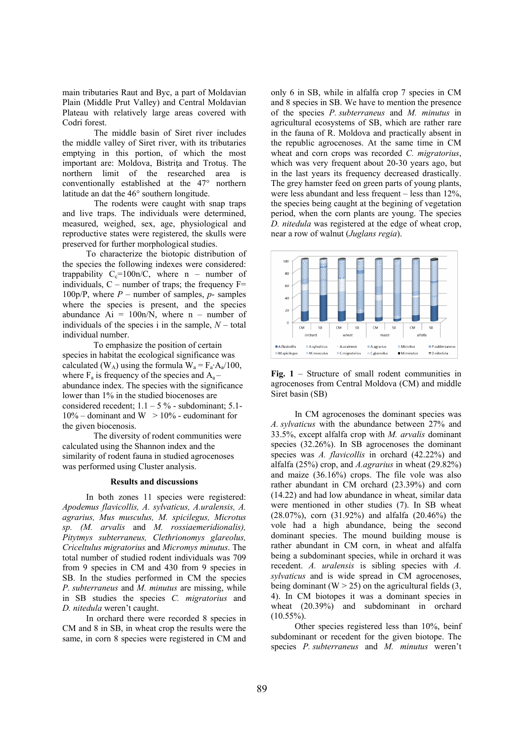main tributaries Raut and Byc, a part of Moldavian Plain (Middle Prut Valley) and Central Moldavian Plateau with relatively large areas covered with Codri forest.

The middle basin of Siret river includes the middle valley of Siret river, with its tributaries emptying in this portion, of which the most important are: Moldova, Bistrița and Trotuș. The northern limit of the researched area is conventionally established at the 47° northern latitude an dat the 46° southern longitude.

The rodents were caught with snap traps and live traps. The individuals were determined, measured, weighed, sex, age, physiological and reproductive states were registered, the skulls were preserved for further morphological studies.

To characterize the biotopic distribution of the species the following indexes were considered: trappability $C_c$=100n/C, where n – number of individuals, C – number of traps; the frequency F= 100p/P, where *P* – number of samples, *p*- samples where the species is present, and the species abundance Ai = 100n/N, where n – number of individuals of the species i in the sample, *N* – total individual number.

To emphasize the position of certain species in habitat the ecological significance was calculated ($W_A$) using the formula $W_a = F_a \cdot A_a/100$, where $F_a$ is frequency of the species and $A_a$ – abundance index. The species with the significance lower than 1% in the studied biocenoses are considered recedent; 1.1 – 5 % - subdominant; 5.1-10% – dominant and W > 10% - eudominant for the given biocenosis.

The diversity of rodent communities were calculated using the Shannon index and the similarity of rodent fauna in studied agrocenoses was performed using Cluster analysis.

## Results and discussions

In both zones 11 species were registered: *Apodemus flavicollis, A. sylvaticus, A.uralensis, A. agrarius, Mus musculus, M. spicilegus, Microtus sp. (M. arvalis* and *M. rossiaemeridionalis), Pitytmys subterraneus, Clethrionomys glareolus, Criceltulus migratorius* and *Micromys minutus*. The total number of studied rodent individuals was 709 from 9 species in CM and 430 from 9 species in SB. In the studies performed in CM the species *P. subterraneus* and *M. minutus* are missing, while in SB studies the species *C. migratorius* and *D. nitedula* weren't caught.

In orchard there were recorded 8 species in CM and 8 in SB, in wheat crop the results were the same, in corn 8 species were registered in CM and only 6 in SB, while in alfalfa crop 7 species in CM and 8 species in SB. We have to mention the presence of the species *P. subterraneus* and *M. minutus* in agricultural ecosystems of SB, which are rather rare in the fauna of R. Moldova and practically absent in the republic agrocenoses. At the same time in CM wheat and corn crops was recorded *C. migratorius*, which was very frequent about 20-30 years ago, but in the last years its frequency decreased drastically. The grey hamster feed on green parts of young plants, were less abundant and less frequent – less than 12%, the species being caught at the begining of vegetation period, when the corn plants are young. The species *D. nitedula* was registered at the edge of wheat crop, near a row of walnut (*Juglans regia*).

**Fig. 1** – Structure of small rodent communities in agrocenoses from Central Moldova (CM) and middle Siret basin (SB)

In CM agrocenoses the dominant species was *A. sylvaticus* with the abundance between 27% and 33.5%, except alfalfa crop with *M. arvalis* dominant species (32.26%). In SB agrocenoses the dominant species was *A. flavicollis* in orchard (42.22%) and alfalfa (25%) crop, and *A.agrarius* in wheat (29.82%) and maize (36.16%) crops. The file vole was also rather abundant in CM orchard (23.39%) and corn (14.22) and had low abundance in wheat, similar data were mentioned in other studies (7). In SB wheat (28.07%), corn (31.92%) and alfalfa (20.46%) the vole had a high abundance, being the second dominant species. The mound building mouse is rather abundant in CM corn, in wheat and alfalfa being a subdominant species, while in orchard it was recedent. *A. uralensis* is sibling species with *A. sylvaticus* and is wide spread in CM agrocenoses, being dominant (W > 25) on the agricultural fields (3, 4). In CM biotopes it was a dominant species in wheat (20.39%) and subdominant in orchard (10.55%).

Other species registered less than 10%, beinf subdominant or recedent for the given biotope. The species *P. subterraneus* and *M. minutus* weren't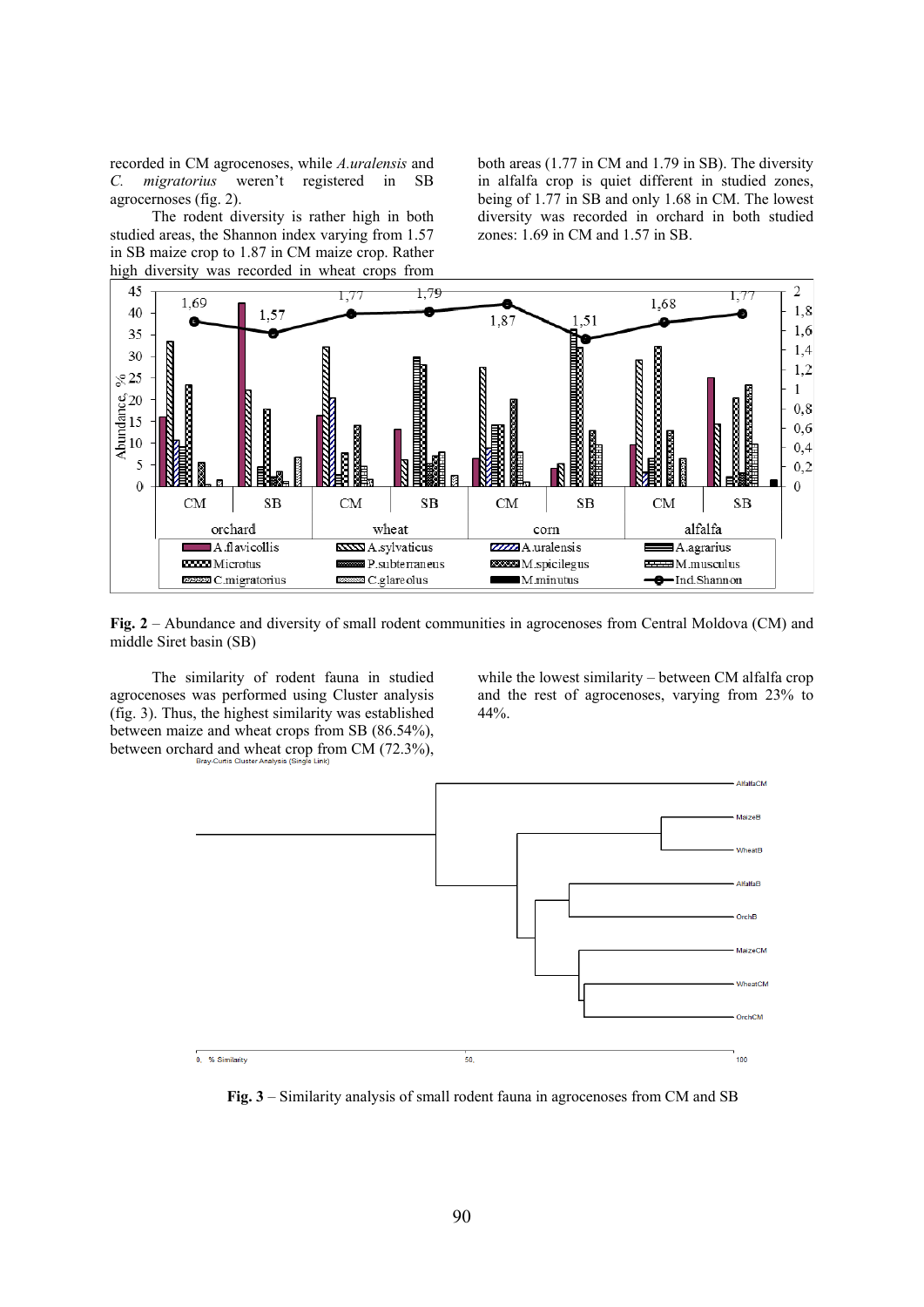recorded in CM agrocenoses, while *A.uralensis* and *C. migratorius* weren't registered in SB agrocernoses (fig. 2).

The rodent diversity is rather high in both studied areas, the Shannon index varying from 1.57 in SB maize crop to 1.87 in CM maize crop. Rather high diversity was recorded in wheat crops from both areas (1.77 in CM and 1.79 in SB). The diversity in alfalfa crop is quiet different in studied zones, being of 1.77 in SB and only 1.68 in CM. The lowest diversity was recorded in orchard in both studied zones: 1.69 in CM and 1.57 in SB.

**Fig. 2** – Abundance and diversity of small rodent communities in agrocenoses from Central Moldova (CM) and middle Siret basin (SB)

The similarity of rodent fauna in studied agrocenoses was performed using Cluster analysis (fig. 3). Thus, the highest similarity was established between maize and wheat crops from SB (86.54%), between orchard and wheat crop from CM (72.3%), while the lowest similarity – between CM alfalfa crop and the rest of agrocenoses, varying from 23% to 44%.

**Fig. 3** – Similarity analysis of small rodent fauna in agrocenoses from CM and SB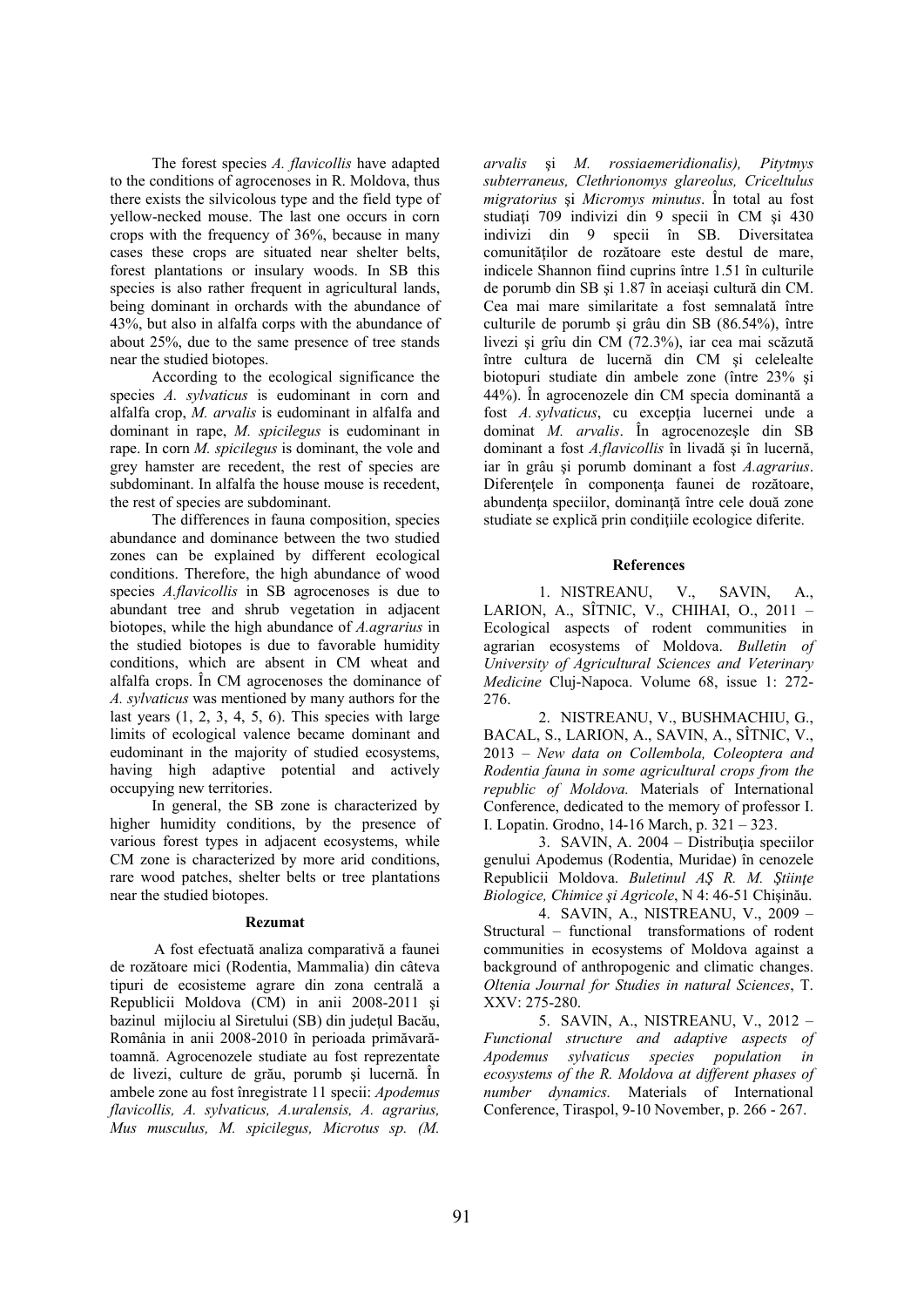The forest species *A. flavicollis* have adapted to the conditions of agrocenoses in R. Moldova, thus there exists the silvicolous type and the field type of yellow-necked mouse. The last one occurs in corn crops with the frequency of 36%, because in many cases these crops are situated near shelter belts, forest plantations or insulary woods. In SB this species is also rather frequent in agricultural lands, being dominant in orchards with the abundance of 43%, but also in alfalfa corps with the abundance of about 25%, due to the same presence of tree stands near the studied biotopes.

According to the ecological significance the species *A. sylvaticus* is eudominant in corn and alfalfa crop, *M. arvalis* is eudominant in alfalfa and dominant in rape, *M. spicilegus* is eudominant in rape. In corn *M. spicilegus* is dominant, the vole and grey hamster are recedent, the rest of species are subdominant. In alfalfa the house mouse is recedent, the rest of species are subdominant.

The differences in fauna composition, species abundance and dominance between the two studied zones can be explained by different ecological conditions. Therefore, the high abundance of wood species *A.flavicollis* in SB agrocenoses is due to abundant tree and shrub vegetation in adjacent biotopes, while the high abundance of *A.agrarius* in the studied biotopes is due to favorable humidity conditions, which are absent in CM wheat and alfalfa crops. În CM agrocenoses the dominance of *A. sylvaticus* was mentioned by many authors for the last years (1, 2, 3, 4, 5, 6). This species with large limits of ecological valence became dominant and eudominant in the majority of studied ecosystems, having high adaptive potential and actively occupying new territories.

In general, the SB zone is characterized by higher humidity conditions, by the presence of various forest types in adjacent ecosystems, while CM zone is characterized by more arid conditions, rare wood patches, shelter belts or tree plantations near the studied biotopes.

## Rezumat

A fost efectuată analiza comparativă a faunei de rozătoare mici (Rodentia, Mammalia) din câteva tipuri de ecosisteme agrare din zona centrală a Republicii Moldova (CM) in anii 2008-2011 şi bazinul mijlociu al Siretului (SB) din judeţul Bacău, România in anii 2008-2010 în perioada primăvară-toamnă. Agrocenozele studiate au fost reprezentate de livezi, culture de grău, porumb şi lucernă. În ambele zone au fost înregistrate 11 specii: *Apodemus flavicollis, A. sylvaticus, A.uralensis, A. agrarius, Mus musculus, M. spicilegus, Microtus sp. (M. arvalis* şi *M. rossiaemeridionalis), Pitytmys subterraneus, Clethrionomys glareolus, Criceltulus migratorius* şi *Micromys minutus*. În total au fost studiaţi 709 indivizi din 9 specii în CM şi 430 indivizi din 9 specii în SB. Diversitatea comunităţilor de rozătoare este destul de mare, indicele Shannon fiind cuprins între 1.51 în culturile de porumb din SB şi 1.87 în aceiaşi cultură din CM. Cea mai mare similaritate a fost semnalată între culturile de porumb şi grâu din SB (86.54%), între livezi şi grîu din CM (72.3%), iar cea mai scăzută între cultura de lucernă din CM şi celelealte biotopuri studiate din ambele zone (între 23% şi 44%). În agrocenozele din CM specia dominantă a fost *A. sylvaticus*, cu excepţia lucernei unde a dominat *M. arvalis*. În agrocenozeşle din SB dominant a fost *A.flavicollis* în livadă şi în lucernă, iar în grâu şi porumb dominant a fost *A.agrarius*. Diferenţele în componenţa faunei de rozătoare, abundenţa speciilor, dominanţă între cele două zone studiate se explică prin condiţiile ecologice diferite.

## References

1. NISTREANU, V., SAVIN, A., LARION, A., SÎTNIC, V., CHIHAI, O., 2011 – Ecological aspects of rodent communities in agrarian ecosystems of Moldova. *Bulletin of University of Agricultural Sciences and Veterinary Medicine* Cluj-Napoca. Volume 68, issue 1: 272-276.

2. NISTREANU, V., BUSHMACHIU, G., BACAL, S., LARION, A., SAVIN, A., SÎTNIC, V., 2013 – *New data on Collembola, Coleoptera and Rodentia fauna in some agricultural crops from the republic of Moldova.* Materials of International Conference, dedicated to the memory of professor I. I. Lopatin. Grodno, 14-16 March, p. 321 – 323.

3. SAVIN, A. 2004 – Distribuţia speciilor genului Apodemus (Rodentia, Muridae) în cenozele Republicii Moldova. *Buletinul AŞ R. M. Ştiinţe Biologice, Chimice şi Agricole*, N 4: 46-51 Chişinău.

4. SAVIN, A., NISTREANU, V., 2009 – Structural – functional transformations of rodent communities in ecosystems of Moldova against a background of anthropogenic and climatic changes. *Oltenia Journal for Studies in natural Sciences*, T. XXV: 275-280.

5. SAVIN, A., NISTREANU, V., 2012 – *Functional structure and adaptive aspects of Apodemus sylvaticus species population in ecosystems of the R. Moldova at different phases of number dynamics.* Materials of International Conference, Tiraspol, 9-10 November, p. 266 - 267.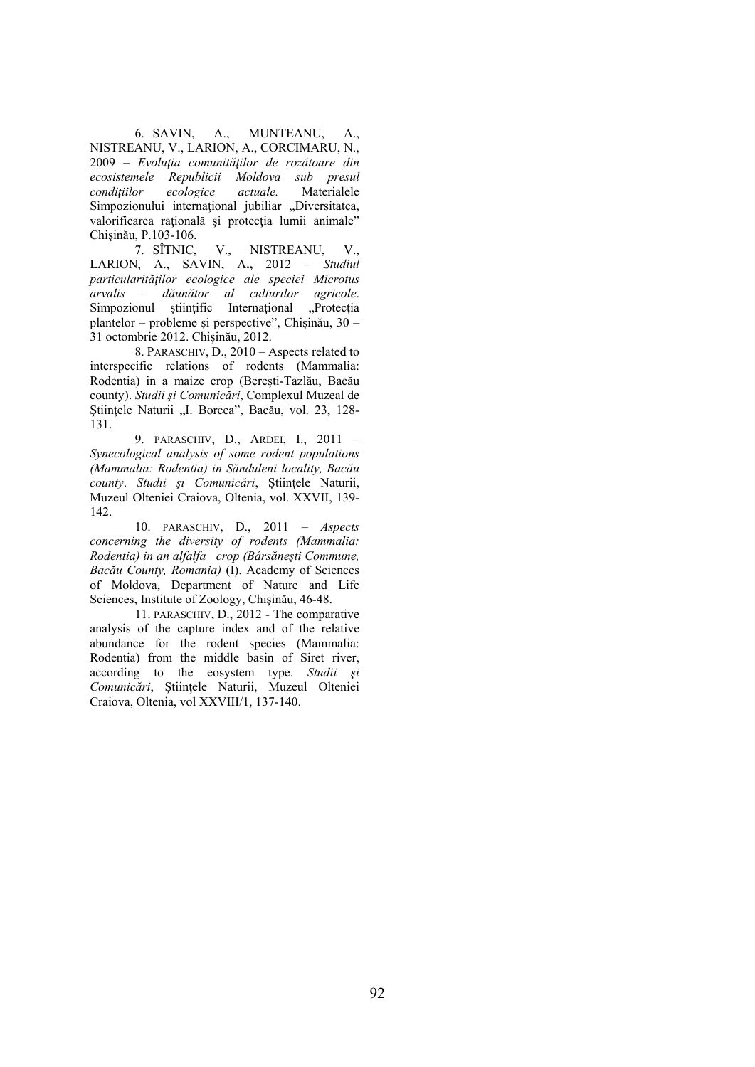6. SAVIN, A., MUNTEANU, A., NISTREANU, V., LARION, A., CORCIMARU, N., 2009 – *Evoluţia comunităţilor de rozătoare din ecosistemele Republicii Moldova sub presul condiţiilor ecologice actuale.* Materialele Simpozionului internaţional jubiliar „Diversitatea, valorificarea raţională şi protecţia lumii animale" Chişinău, P.103-106.

7. SÎTNIC, V., NISTREANU, V., LARION, A., SAVIN, A**.,** 2012 – *Studiul particularităţilor ecologice ale speciei Microtus arvalis – dăunător al culturilor agricole*. Simpozionul ştiinţific Internaţional „Protecţia plantelor – probleme şi perspective", Chişinău, 30 – 31 octombrie 2012. Chişinău, 2012.

8. PARASCHIV, D., 2010 – Aspects related to interspecific relations of rodents (Mammalia: Rodentia) in a maize crop (Bereşti-Tazlău, Bacău county). *Studii şi Comunicări*, Complexul Muzeal de Ştiinţele Naturii „I. Borcea", Bacău, vol. 23, 128-131.

9. PARASCHIV, D., ARDEI, I., 2011 – *Synecological analysis of some rodent populations (Mammalia: Rodentia) in Sănduleni locality, Bacău county*. *Studii şi Comunicări*, Ştiinţele Naturii, Muzeul Olteniei Craiova, Oltenia, vol. XXVII, 139-142.

10. PARASCHIV, D., 2011 – *Aspects concerning the diversity of rodents (Mammalia: Rodentia) in an alfalfa crop (Bârsăneşti Commune, Bacău County, Romania)* (I). Academy of Sciences of Moldova, Department of Nature and Life Sciences, Institute of Zoology, Chişinău, 46-48.

11. PARASCHIV, D., 2012 - The comparative analysis of the capture index and of the relative abundance for the rodent species (Mammalia: Rodentia) from the middle basin of Siret river, according to the eosystem type. *Studii şi Comunicări*, Ştiinţele Naturii, Muzeul Olteniei Craiova, Oltenia, vol XXVIII/1, 137-140.